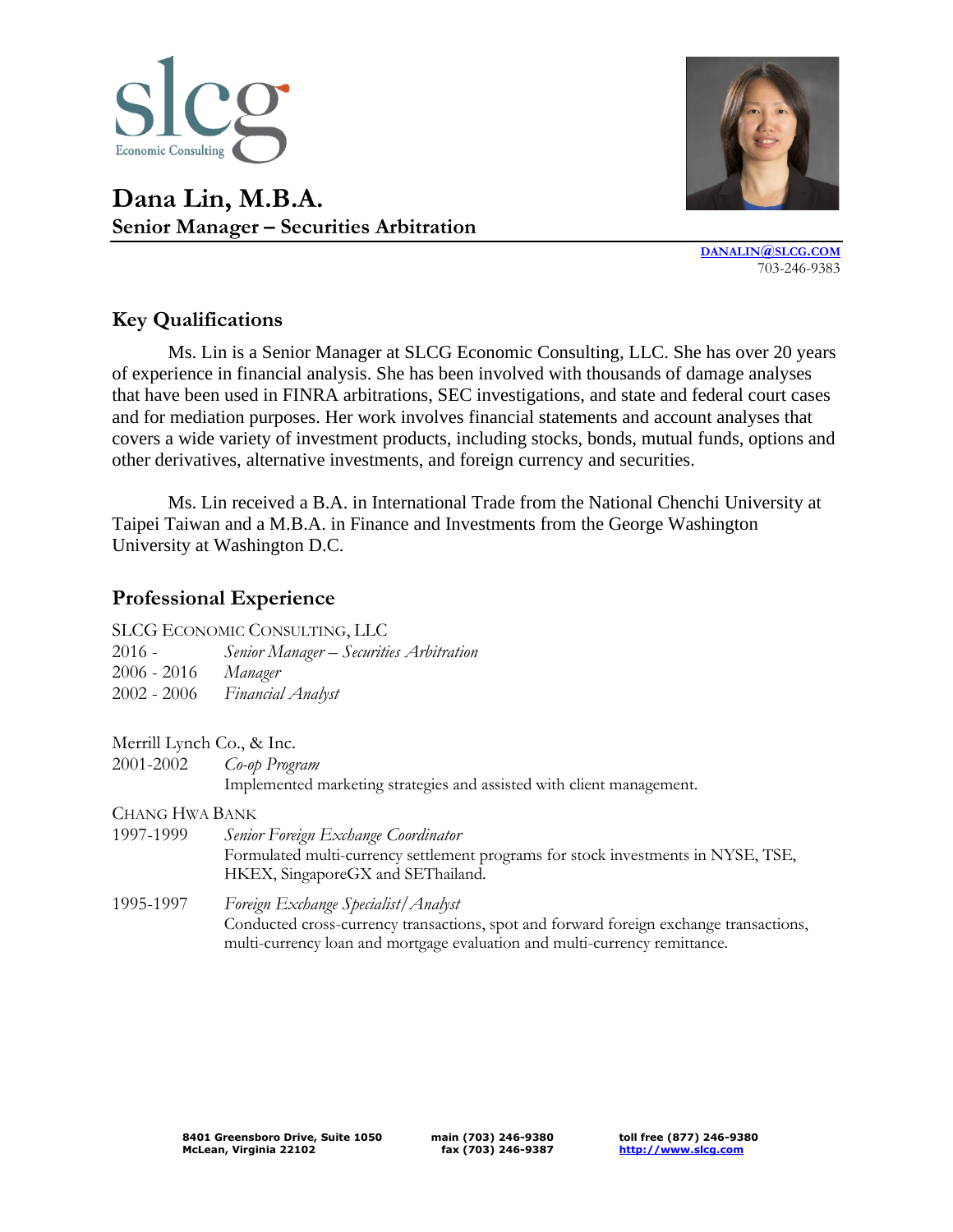slcg Economic Consulting

# Dana Lin, M.B.A.

**Senior Manager – Securities Arbitration**

DANALIN@SLCG.COM
703-246-9383

## Key Qualifications

Ms. Lin is a Senior Manager at SLCG Economic Consulting, LLC. She has over 20 years of experience in financial analysis. She has been involved with thousands of damage analyses that have been used in FINRA arbitrations, SEC investigations, and state and federal court cases and for mediation purposes. Her work involves financial statements and account analyses that covers a wide variety of investment products, including stocks, bonds, mutual funds, options and other derivatives, alternative investments, and foreign currency and securities.

Ms. Lin received a B.A. in International Trade from the National Chenchi University at Taipei Taiwan and a M.B.A. in Finance and Investments from the George Washington University at Washington D.C.

## Professional Experience

SLCG Economic Consulting, LLC

2016 - *Senior Manager – Securities Arbitration*
2006 - 2016 *Manager*
2002 - 2006 *Financial Analyst*

Merrill Lynch Co., & Inc.

2001-2002 *Co-op Program*
Implemented marketing strategies and assisted with client management.

Chang Hwa Bank

1997-1999 *Senior Foreign Exchange Coordinator*
Formulated multi-currency settlement programs for stock investments in NYSE, TSE, HKEX, SingaporeGX and SEThailand.

1995-1997 *Foreign Exchange Specialist/Analyst*
Conducted cross-currency transactions, spot and forward foreign exchange transactions, multi-currency loan and mortgage evaluation and multi-currency remittance.

8401 Greensboro Drive, Suite 1050
McLean, Virginia 22102

main (703) 246-9380
fax (703) 246-9387

toll free (877) 246-9380
http://www.slcg.com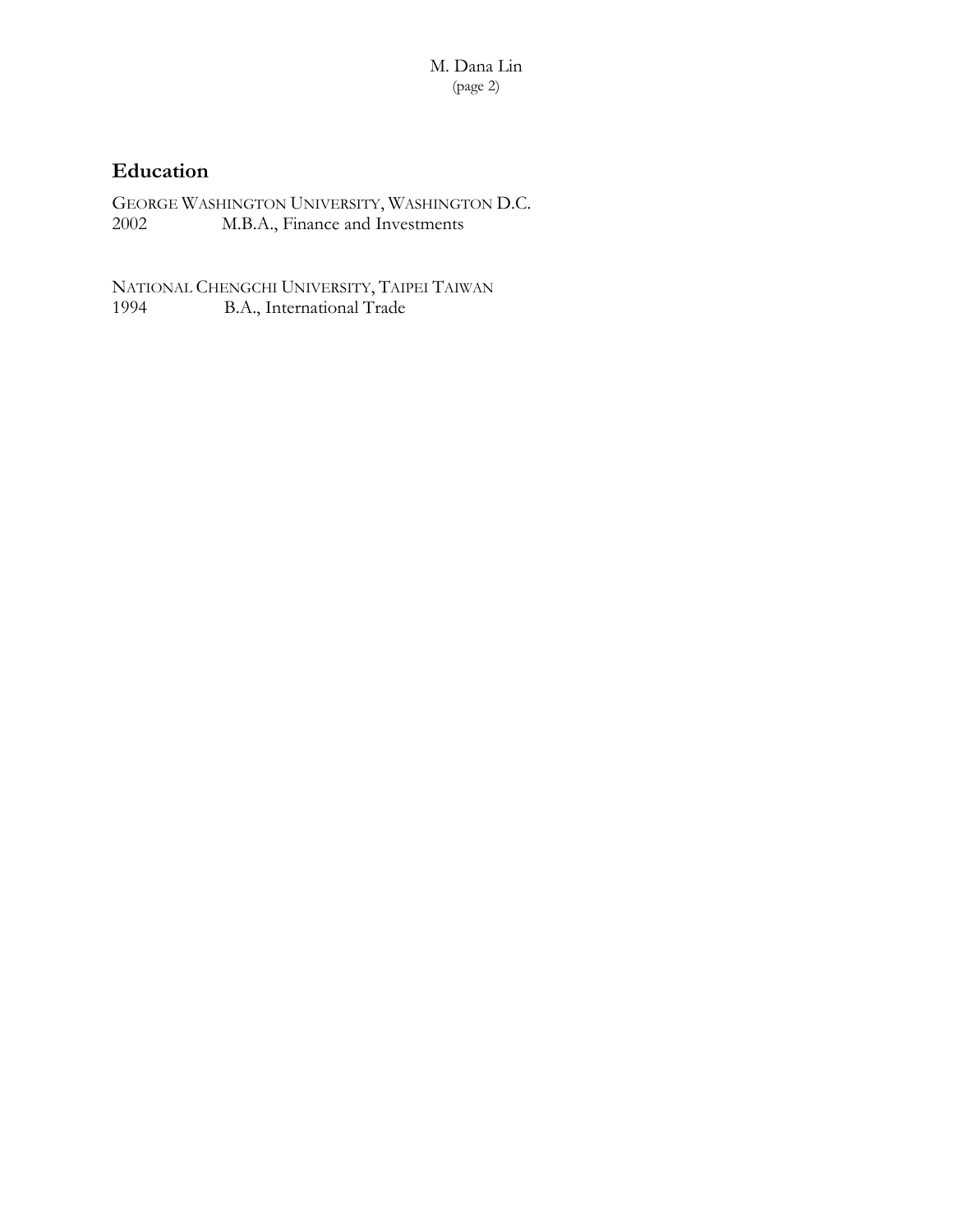## Education

GEORGE WASHINGTON UNIVERSITY, WASHINGTON D.C.
2002 M.B.A., Finance and Investments

NATIONAL CHENGCHI UNIVERSITY, TAIPEI TAIWAN
1994 B.A., International Trade